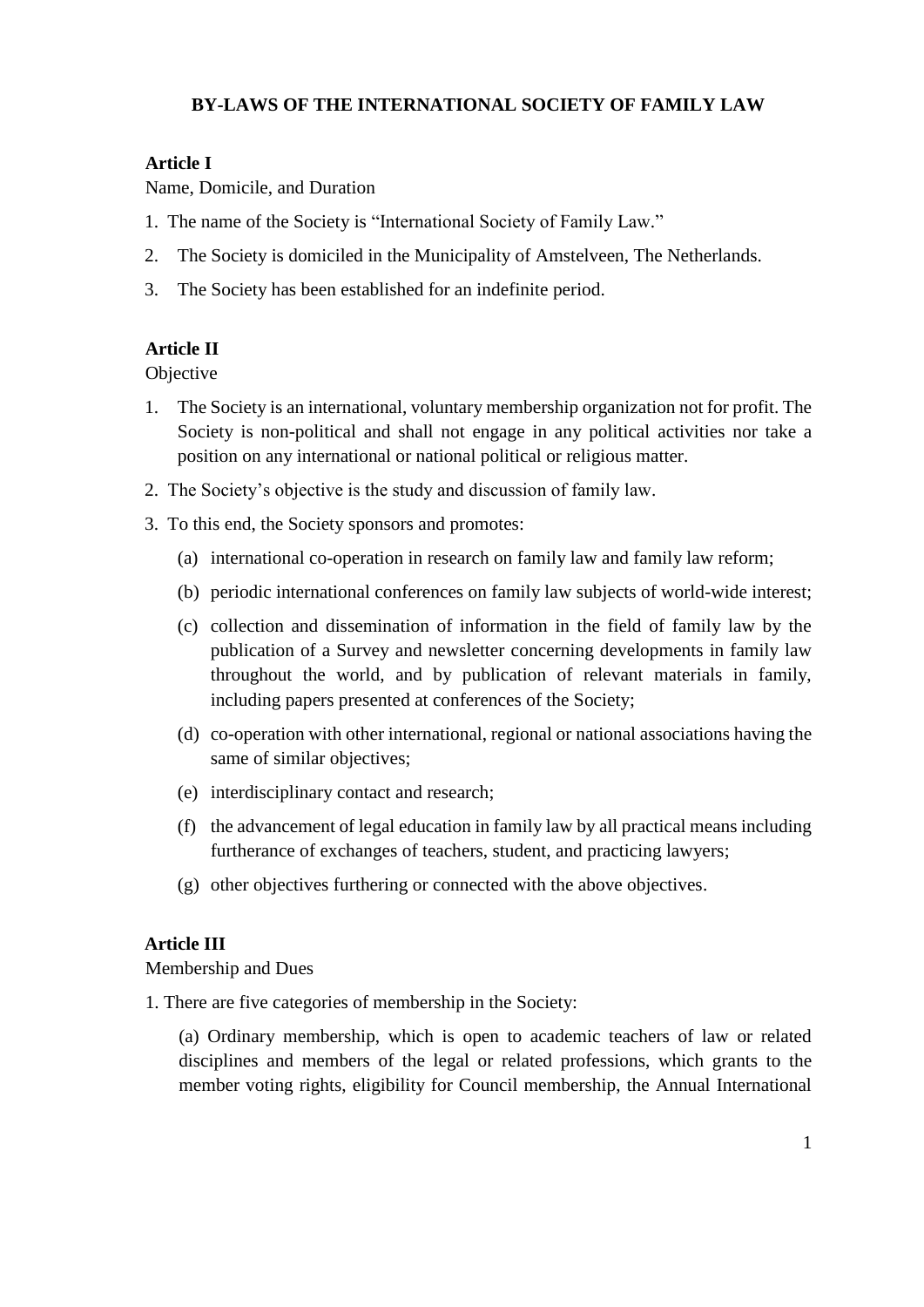# BY-LAWS OF THE INTERNATIONAL SOCIETY OF FAMILY LAW

## Article I

Name, Domicile, and Duration

1. The name of the Society is "International Society of Family Law."
2. The Society is domiciled in the Municipality of Amstelveen, The Netherlands.
3. The Society has been established for an indefinite period.

## Article II

Objective

1. The Society is an international, voluntary membership organization not for profit. The Society is non-political and shall not engage in any political activities nor take a position on any international or national political or religious matter.
2. The Society's objective is the study and discussion of family law.
3. To this end, the Society sponsors and promotes:
   - (a) international co-operation in research on family law and family law reform;
   - (b) periodic international conferences on family law subjects of world-wide interest;
   - (c) collection and dissemination of information in the field of family law by the publication of a Survey and newsletter concerning developments in family law throughout the world, and by publication of relevant materials in family, including papers presented at conferences of the Society;
   - (d) co-operation with other international, regional or national associations having the same of similar objectives;
   - (e) interdisciplinary contact and research;
   - (f) the advancement of legal education in family law by all practical means including furtherance of exchanges of teachers, student, and practicing lawyers;
   - (g) other objectives furthering or connected with the above objectives.

## Article III

Membership and Dues

1. There are five categories of membership in the Society:

   (a) Ordinary membership, which is open to academic teachers of law or related disciplines and members of the legal or related professions, which grants to the member voting rights, eligibility for Council membership, the Annual International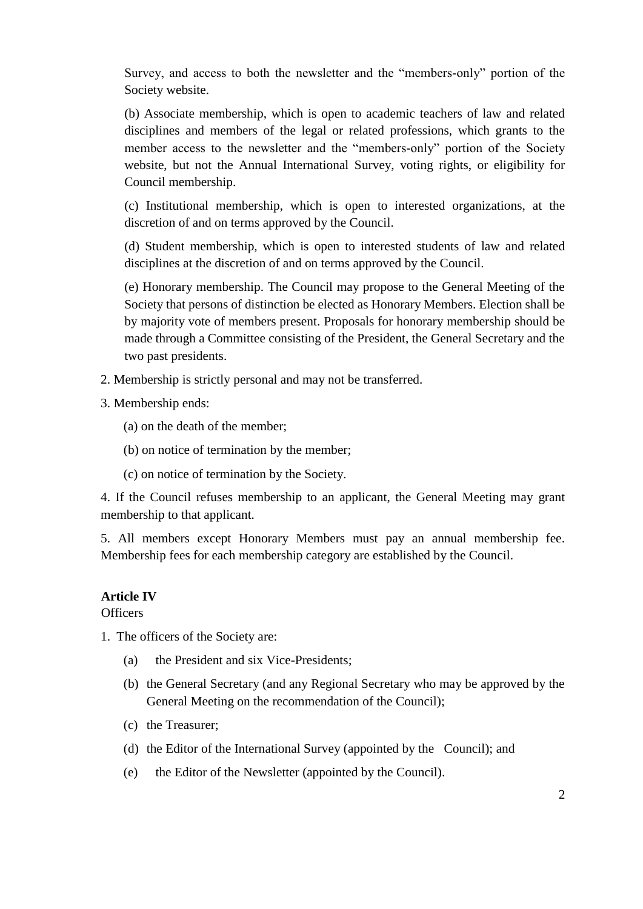Survey, and access to both the newsletter and the "members-only" portion of the Society website.

(b) Associate membership, which is open to academic teachers of law and related disciplines and members of the legal or related professions, which grants to the member access to the newsletter and the "members-only" portion of the Society website, but not the Annual International Survey, voting rights, or eligibility for Council membership.

(c) Institutional membership, which is open to interested organizations, at the discretion of and on terms approved by the Council.

(d) Student membership, which is open to interested students of law and related disciplines at the discretion of and on terms approved by the Council.

(e) Honorary membership. The Council may propose to the General Meeting of the Society that persons of distinction be elected as Honorary Members. Election shall be by majority vote of members present. Proposals for honorary membership should be made through a Committee consisting of the President, the General Secretary and the two past presidents.

2. Membership is strictly personal and may not be transferred.

3. Membership ends:

(a) on the death of the member;

(b) on notice of termination by the member;

(c) on notice of termination by the Society.

4. If the Council refuses membership to an applicant, the General Meeting may grant membership to that applicant.

5. All members except Honorary Members must pay an annual membership fee. Membership fees for each membership category are established by the Council.

**Article IV**

Officers

1. The officers of the Society are:

(a) the President and six Vice-Presidents;

(b) the General Secretary (and any Regional Secretary who may be approved by the General Meeting on the recommendation of the Council);

(c) the Treasurer;

(d) the Editor of the International Survey (appointed by the Council); and

(e) the Editor of the Newsletter (appointed by the Council).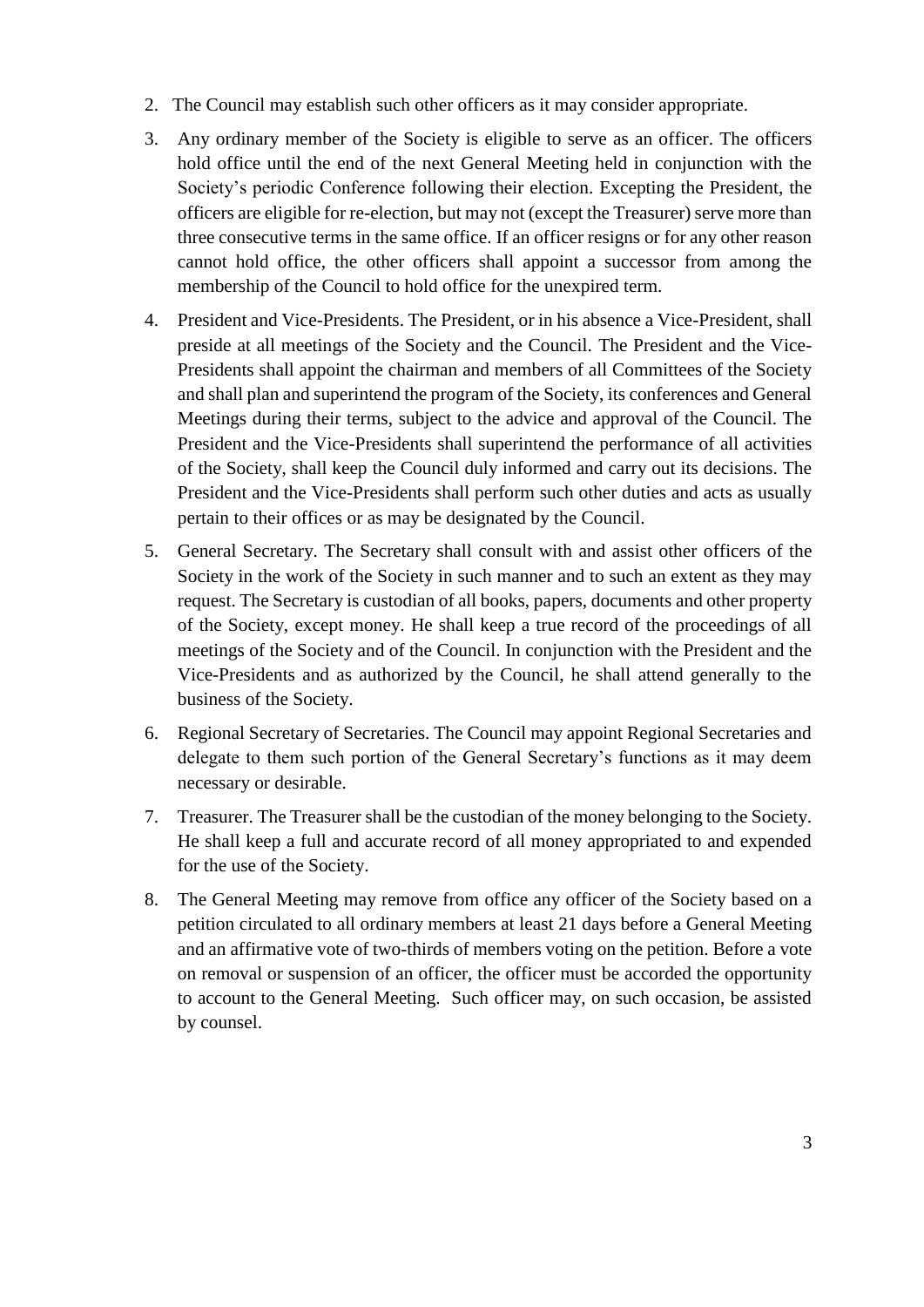2. The Council may establish such other officers as it may consider appropriate.
3. Any ordinary member of the Society is eligible to serve as an officer. The officers hold office until the end of the next General Meeting held in conjunction with the Society's periodic Conference following their election. Excepting the President, the officers are eligible for re-election, but may not (except the Treasurer) serve more than three consecutive terms in the same office. If an officer resigns or for any other reason cannot hold office, the other officers shall appoint a successor from among the membership of the Council to hold office for the unexpired term.
4. President and Vice-Presidents. The President, or in his absence a Vice-President, shall preside at all meetings of the Society and the Council. The President and the Vice-Presidents shall appoint the chairman and members of all Committees of the Society and shall plan and superintend the program of the Society, its conferences and General Meetings during their terms, subject to the advice and approval of the Council. The President and the Vice-Presidents shall superintend the performance of all activities of the Society, shall keep the Council duly informed and carry out its decisions. The President and the Vice-Presidents shall perform such other duties and acts as usually pertain to their offices or as may be designated by the Council.
5. General Secretary. The Secretary shall consult with and assist other officers of the Society in the work of the Society in such manner and to such an extent as they may request. The Secretary is custodian of all books, papers, documents and other property of the Society, except money. He shall keep a true record of the proceedings of all meetings of the Society and of the Council. In conjunction with the President and the Vice-Presidents and as authorized by the Council, he shall attend generally to the business of the Society.
6. Regional Secretary of Secretaries. The Council may appoint Regional Secretaries and delegate to them such portion of the General Secretary's functions as it may deem necessary or desirable.
7. Treasurer. The Treasurer shall be the custodian of the money belonging to the Society. He shall keep a full and accurate record of all money appropriated to and expended for the use of the Society.
8. The General Meeting may remove from office any officer of the Society based on a petition circulated to all ordinary members at least 21 days before a General Meeting and an affirmative vote of two-thirds of members voting on the petition. Before a vote on removal or suspension of an officer, the officer must be accorded the opportunity to account to the General Meeting. Such officer may, on such occasion, be assisted by counsel.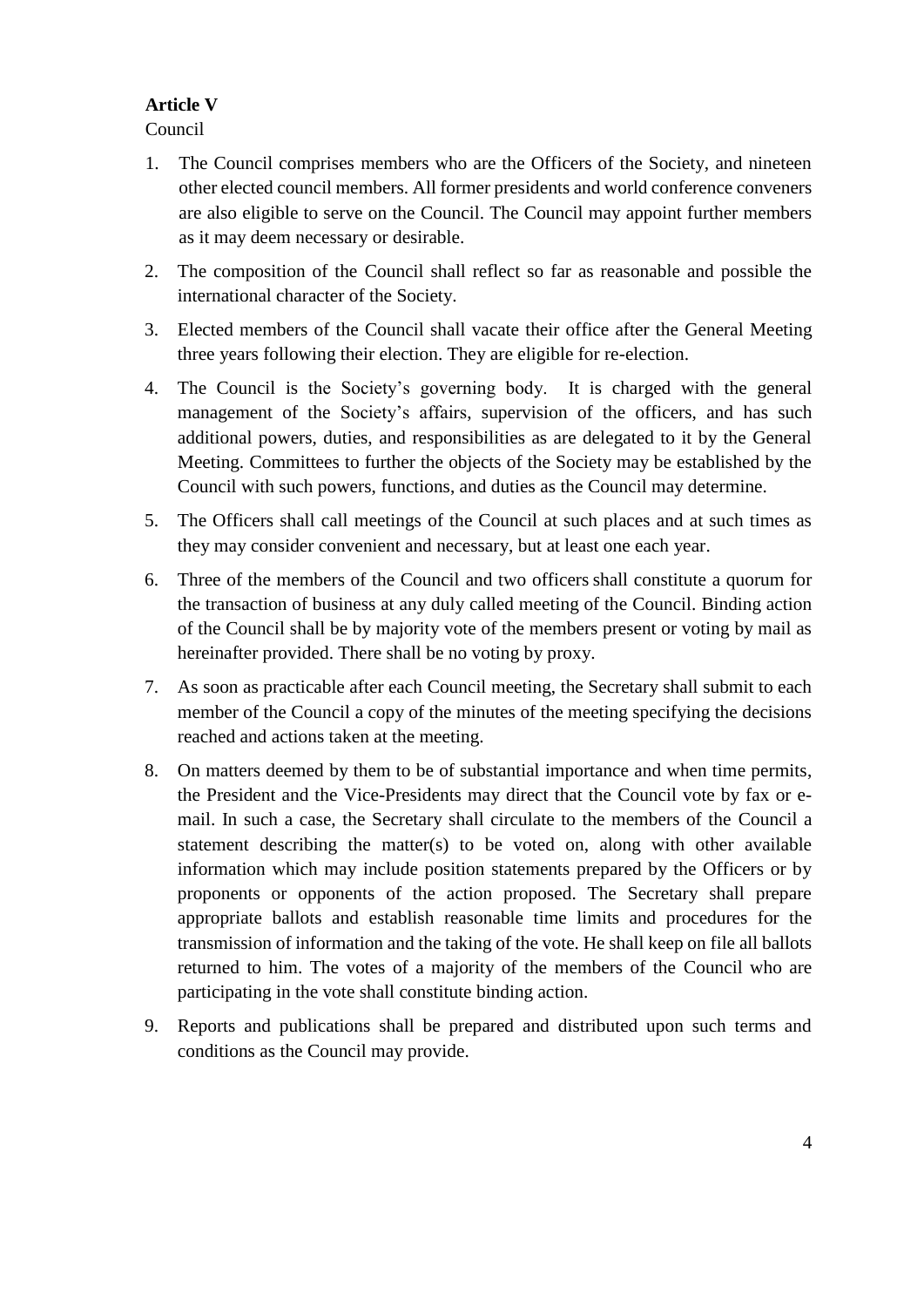**Article V**

Council

1. The Council comprises members who are the Officers of the Society, and nineteen other elected council members. All former presidents and world conference conveners are also eligible to serve on the Council. The Council may appoint further members as it may deem necessary or desirable.
2. The composition of the Council shall reflect so far as reasonable and possible the international character of the Society.
3. Elected members of the Council shall vacate their office after the General Meeting three years following their election. They are eligible for re-election.
4. The Council is the Society's governing body. It is charged with the general management of the Society's affairs, supervision of the officers, and has such additional powers, duties, and responsibilities as are delegated to it by the General Meeting. Committees to further the objects of the Society may be established by the Council with such powers, functions, and duties as the Council may determine.
5. The Officers shall call meetings of the Council at such places and at such times as they may consider convenient and necessary, but at least one each year.
6. Three of the members of the Council and two officers shall constitute a quorum for the transaction of business at any duly called meeting of the Council. Binding action of the Council shall be by majority vote of the members present or voting by mail as hereinafter provided. There shall be no voting by proxy.
7. As soon as practicable after each Council meeting, the Secretary shall submit to each member of the Council a copy of the minutes of the meeting specifying the decisions reached and actions taken at the meeting.
8. On matters deemed by them to be of substantial importance and when time permits, the President and the Vice-Presidents may direct that the Council vote by fax or e-mail. In such a case, the Secretary shall circulate to the members of the Council a statement describing the matter(s) to be voted on, along with other available information which may include position statements prepared by the Officers or by proponents or opponents of the action proposed. The Secretary shall prepare appropriate ballots and establish reasonable time limits and procedures for the transmission of information and the taking of the vote. He shall keep on file all ballots returned to him. The votes of a majority of the members of the Council who are participating in the vote shall constitute binding action.
9. Reports and publications shall be prepared and distributed upon such terms and conditions as the Council may provide.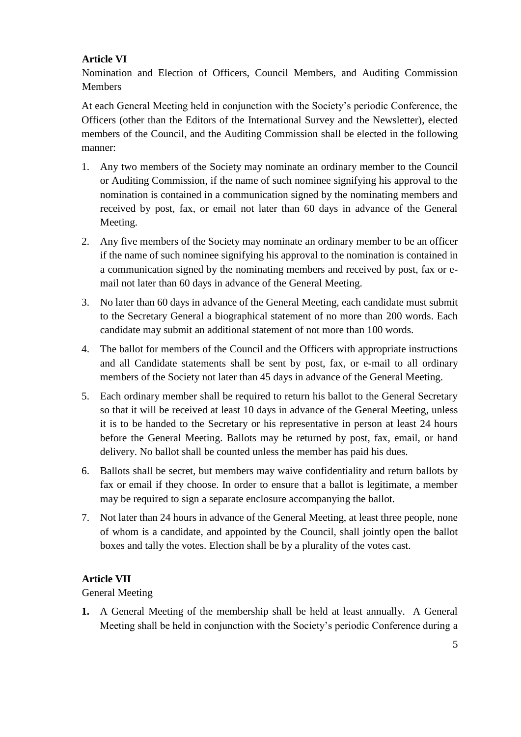## Article VI

Nomination and Election of Officers, Council Members, and Auditing Commission Members

At each General Meeting held in conjunction with the Society's periodic Conference, the Officers (other than the Editors of the International Survey and the Newsletter), elected members of the Council, and the Auditing Commission shall be elected in the following manner:

1. Any two members of the Society may nominate an ordinary member to the Council or Auditing Commission, if the name of such nominee signifying his approval to the nomination is contained in a communication signed by the nominating members and received by post, fax, or email not later than 60 days in advance of the General Meeting.
2. Any five members of the Society may nominate an ordinary member to be an officer if the name of such nominee signifying his approval to the nomination is contained in a communication signed by the nominating members and received by post, fax or e-mail not later than 60 days in advance of the General Meeting.
3. No later than 60 days in advance of the General Meeting, each candidate must submit to the Secretary General a biographical statement of no more than 200 words. Each candidate may submit an additional statement of not more than 100 words.
4. The ballot for members of the Council and the Officers with appropriate instructions and all Candidate statements shall be sent by post, fax, or e-mail to all ordinary members of the Society not later than 45 days in advance of the General Meeting.
5. Each ordinary member shall be required to return his ballot to the General Secretary so that it will be received at least 10 days in advance of the General Meeting, unless it is to be handed to the Secretary or his representative in person at least 24 hours before the General Meeting. Ballots may be returned by post, fax, email, or hand delivery. No ballot shall be counted unless the member has paid his dues.
6. Ballots shall be secret, but members may waive confidentiality and return ballots by fax or email if they choose. In order to ensure that a ballot is legitimate, a member may be required to sign a separate enclosure accompanying the ballot.
7. Not later than 24 hours in advance of the General Meeting, at least three people, none of whom is a candidate, and appointed by the Council, shall jointly open the ballot boxes and tally the votes. Election shall be by a plurality of the votes cast.

## Article VII

General Meeting

**1.** A General Meeting of the membership shall be held at least annually. A General Meeting shall be held in conjunction with the Society's periodic Conference during a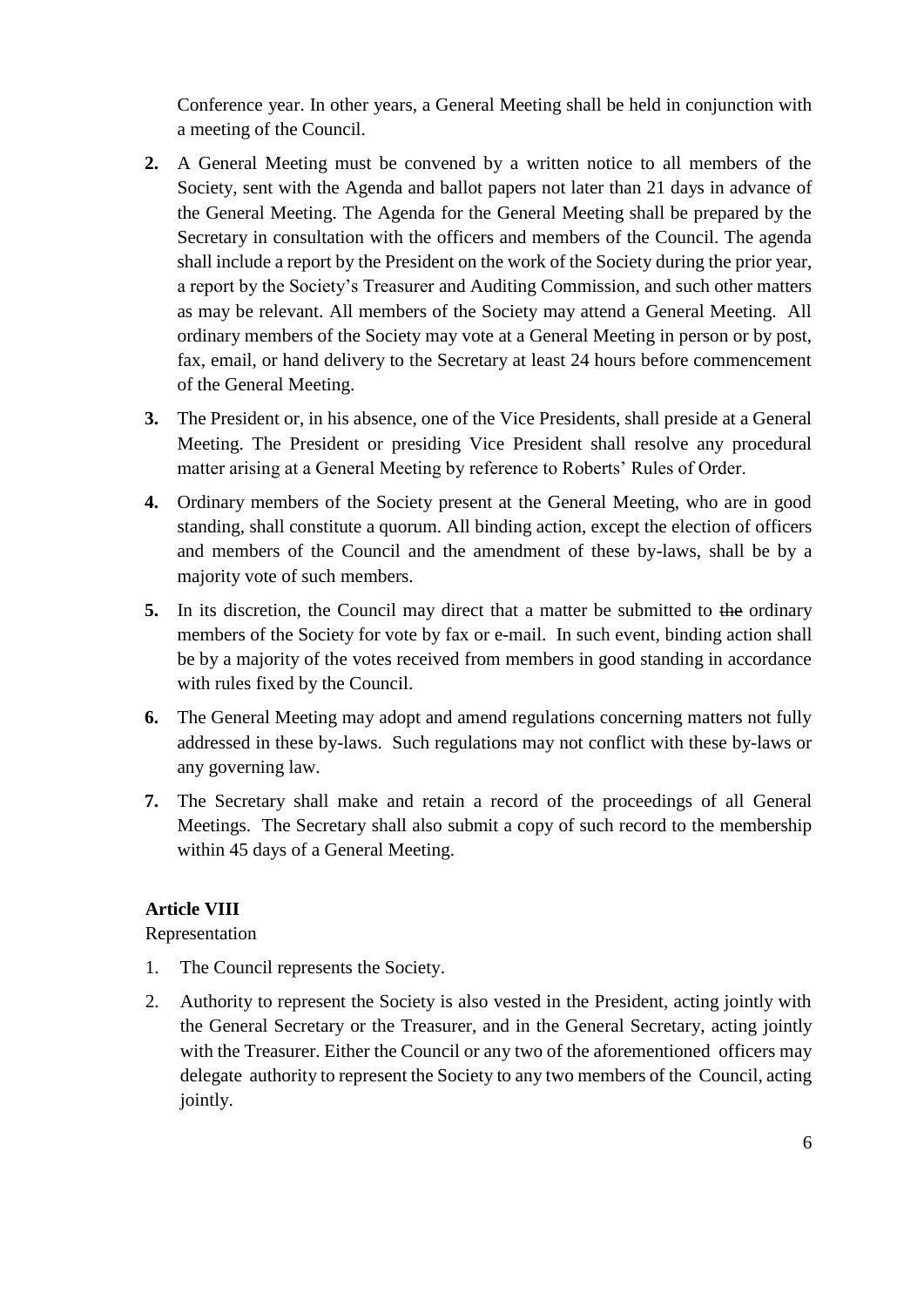Conference year. In other years, a General Meeting shall be held in conjunction with a meeting of the Council.

2. A General Meeting must be convened by a written notice to all members of the Society, sent with the Agenda and ballot papers not later than 21 days in advance of the General Meeting. The Agenda for the General Meeting shall be prepared by the Secretary in consultation with the officers and members of the Council. The agenda shall include a report by the President on the work of the Society during the prior year, a report by the Society's Treasurer and Auditing Commission, and such other matters as may be relevant. All members of the Society may attend a General Meeting. All ordinary members of the Society may vote at a General Meeting in person or by post, fax, email, or hand delivery to the Secretary at least 24 hours before commencement of the General Meeting.

3. The President or, in his absence, one of the Vice Presidents, shall preside at a General Meeting. The President or presiding Vice President shall resolve any procedural matter arising at a General Meeting by reference to Roberts' Rules of Order.

4. Ordinary members of the Society present at the General Meeting, who are in good standing, shall constitute a quorum. All binding action, except the election of officers and members of the Council and the amendment of these by-laws, shall be by a majority vote of such members.

5. In its discretion, the Council may direct that a matter be submitted to ~~the~~ ordinary members of the Society for vote by fax or e-mail. In such event, binding action shall be by a majority of the votes received from members in good standing in accordance with rules fixed by the Council.

6. The General Meeting may adopt and amend regulations concerning matters not fully addressed in these by-laws. Such regulations may not conflict with these by-laws or any governing law.

7. The Secretary shall make and retain a record of the proceedings of all General Meetings. The Secretary shall also submit a copy of such record to the membership within 45 days of a General Meeting.

**Article VIII**

Representation

1. The Council represents the Society.
2. Authority to represent the Society is also vested in the President, acting jointly with the General Secretary or the Treasurer, and in the General Secretary, acting jointly with the Treasurer. Either the Council or any two of the aforementioned officers may delegate authority to represent the Society to any two members of the Council, acting jointly.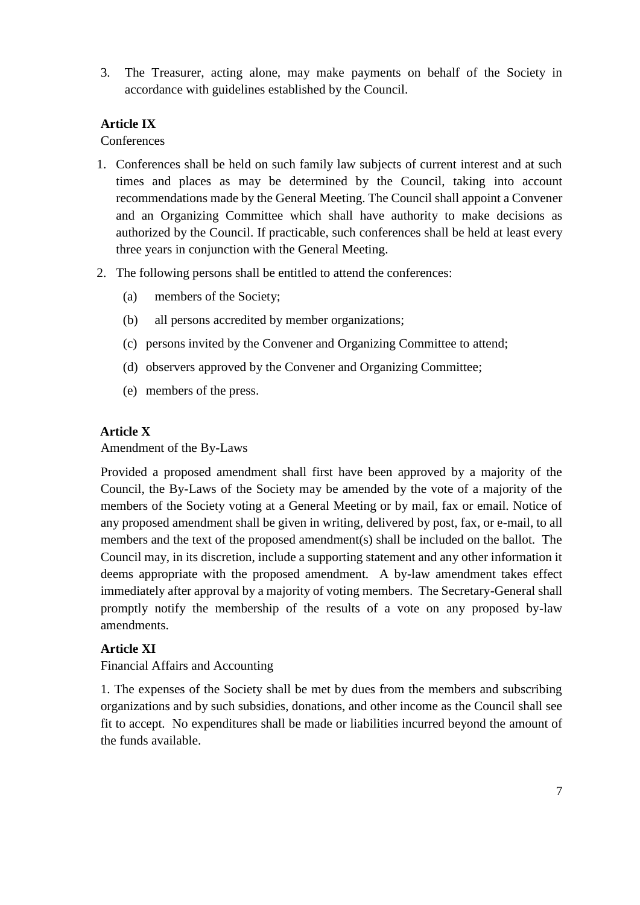3. The Treasurer, acting alone, may make payments on behalf of the Society in accordance with guidelines established by the Council.

**Article IX**

Conferences

1. Conferences shall be held on such family law subjects of current interest and at such times and places as may be determined by the Council, taking into account recommendations made by the General Meeting. The Council shall appoint a Convener and an Organizing Committee which shall have authority to make decisions as authorized by the Council. If practicable, such conferences shall be held at least every three years in conjunction with the General Meeting.

2. The following persons shall be entitled to attend the conferences:

   (a) members of the Society;

   (b) all persons accredited by member organizations;

   (c) persons invited by the Convener and Organizing Committee to attend;

   (d) observers approved by the Convener and Organizing Committee;

   (e) members of the press.

**Article X**

Amendment of the By-Laws

Provided a proposed amendment shall first have been approved by a majority of the Council, the By-Laws of the Society may be amended by the vote of a majority of the members of the Society voting at a General Meeting or by mail, fax or email. Notice of any proposed amendment shall be given in writing, delivered by post, fax, or e-mail, to all members and the text of the proposed amendment(s) shall be included on the ballot. The Council may, in its discretion, include a supporting statement and any other information it deems appropriate with the proposed amendment. A by-law amendment takes effect immediately after approval by a majority of voting members. The Secretary-General shall promptly notify the membership of the results of a vote on any proposed by-law amendments.

**Article XI**

Financial Affairs and Accounting

1. The expenses of the Society shall be met by dues from the members and subscribing organizations and by such subsidies, donations, and other income as the Council shall see fit to accept. No expenditures shall be made or liabilities incurred beyond the amount of the funds available.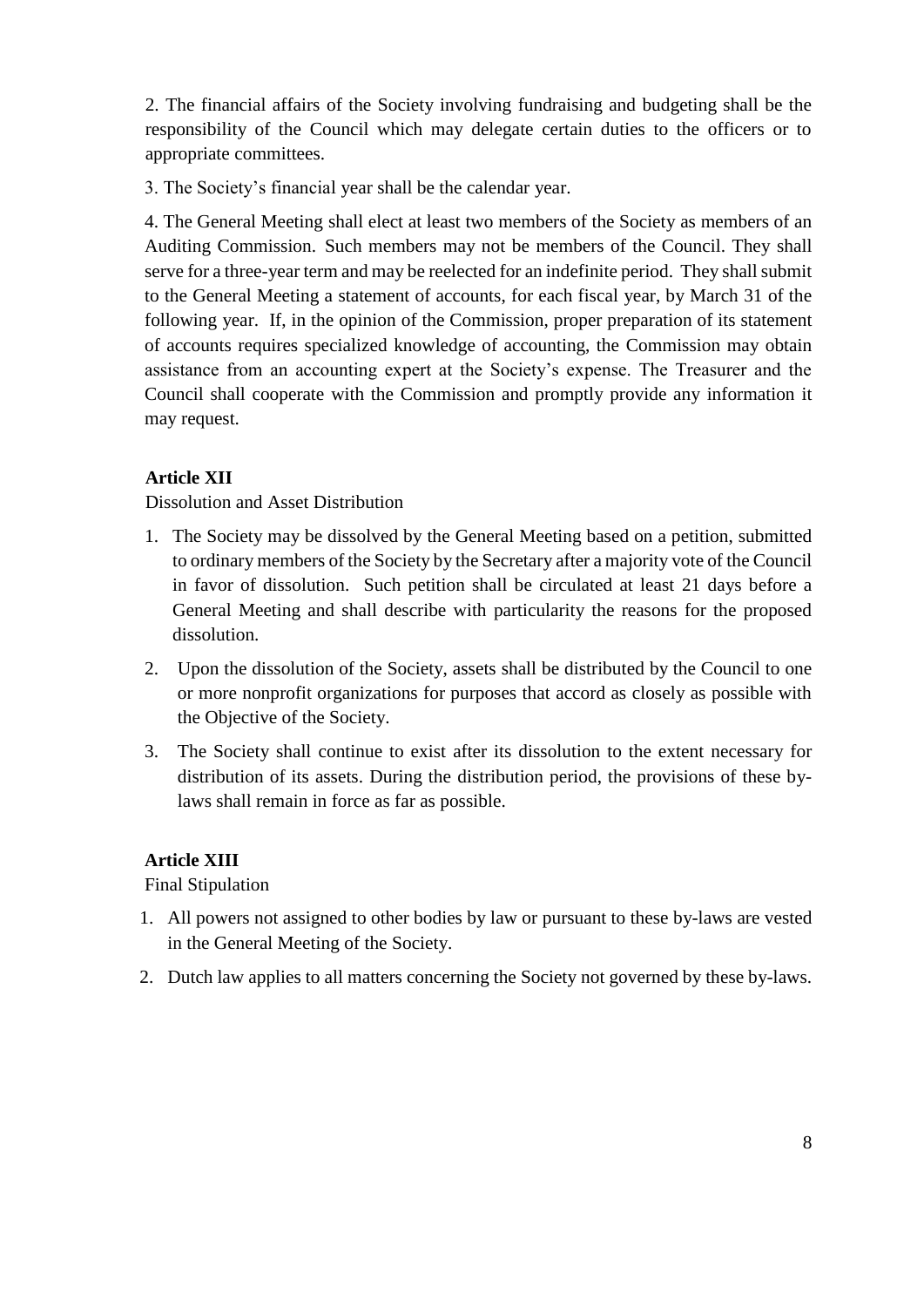2. The financial affairs of the Society involving fundraising and budgeting shall be the responsibility of the Council which may delegate certain duties to the officers or to appropriate committees.

3. The Society's financial year shall be the calendar year.

4. The General Meeting shall elect at least two members of the Society as members of an Auditing Commission. Such members may not be members of the Council. They shall serve for a three-year term and may be reelected for an indefinite period. They shall submit to the General Meeting a statement of accounts, for each fiscal year, by March 31 of the following year. If, in the opinion of the Commission, proper preparation of its statement of accounts requires specialized knowledge of accounting, the Commission may obtain assistance from an accounting expert at the Society's expense. The Treasurer and the Council shall cooperate with the Commission and promptly provide any information it may request.

**Article XII**

Dissolution and Asset Distribution

1. The Society may be dissolved by the General Meeting based on a petition, submitted to ordinary members of the Society by the Secretary after a majority vote of the Council in favor of dissolution. Such petition shall be circulated at least 21 days before a General Meeting and shall describe with particularity the reasons for the proposed dissolution.
2. Upon the dissolution of the Society, assets shall be distributed by the Council to one or more nonprofit organizations for purposes that accord as closely as possible with the Objective of the Society.
3. The Society shall continue to exist after its dissolution to the extent necessary for distribution of its assets. During the distribution period, the provisions of these by-laws shall remain in force as far as possible.

**Article XIII**

Final Stipulation

1. All powers not assigned to other bodies by law or pursuant to these by-laws are vested in the General Meeting of the Society.
2. Dutch law applies to all matters concerning the Society not governed by these by-laws.